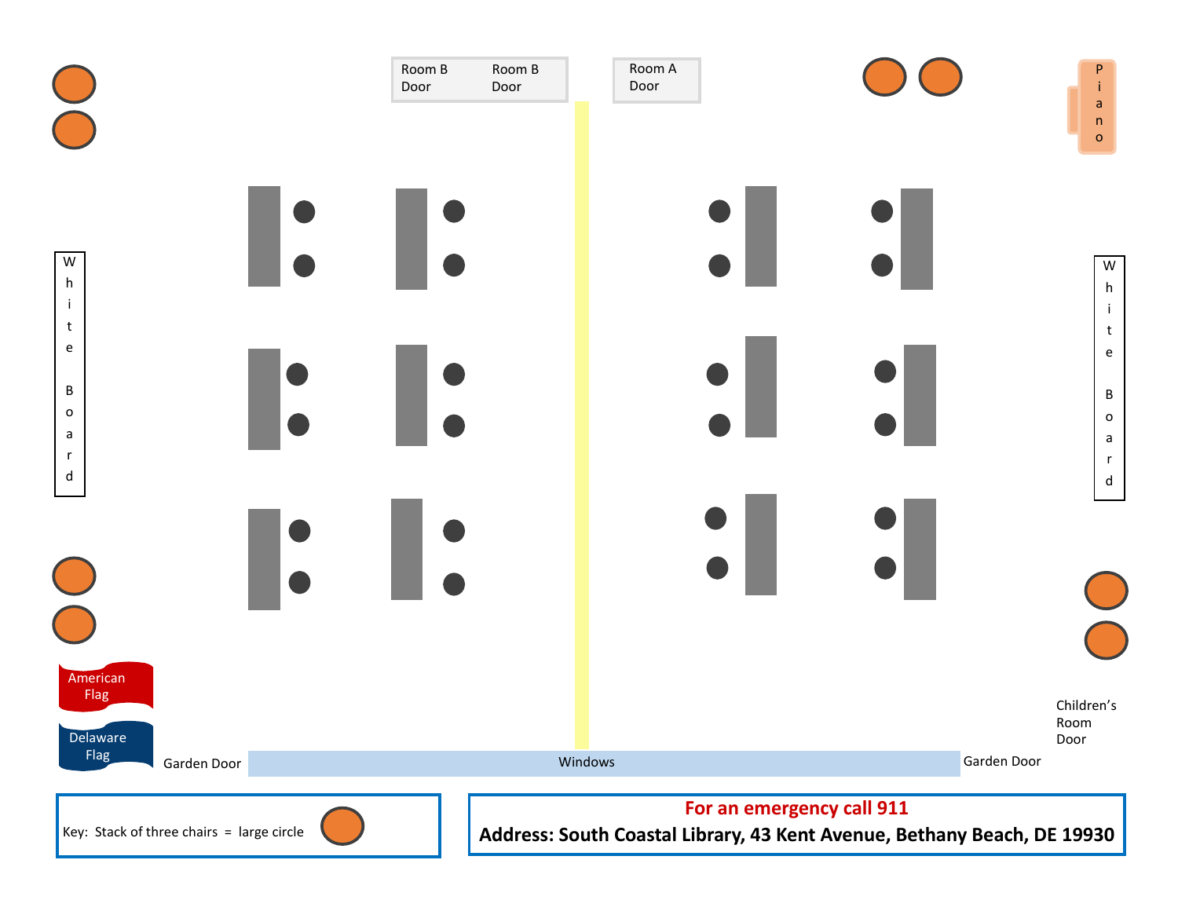Room B Door

Room B Door

Room A Door

Piano

White Board

White Board

American Flag

Delaware Flag

Garden Door

Windows

Garden Door

Children's Room Door

Key: Stack of three chairs = large circle

**For an emergency call 911**

**Address: South Coastal Library, 43 Kent Avenue, Bethany Beach, DE 19930**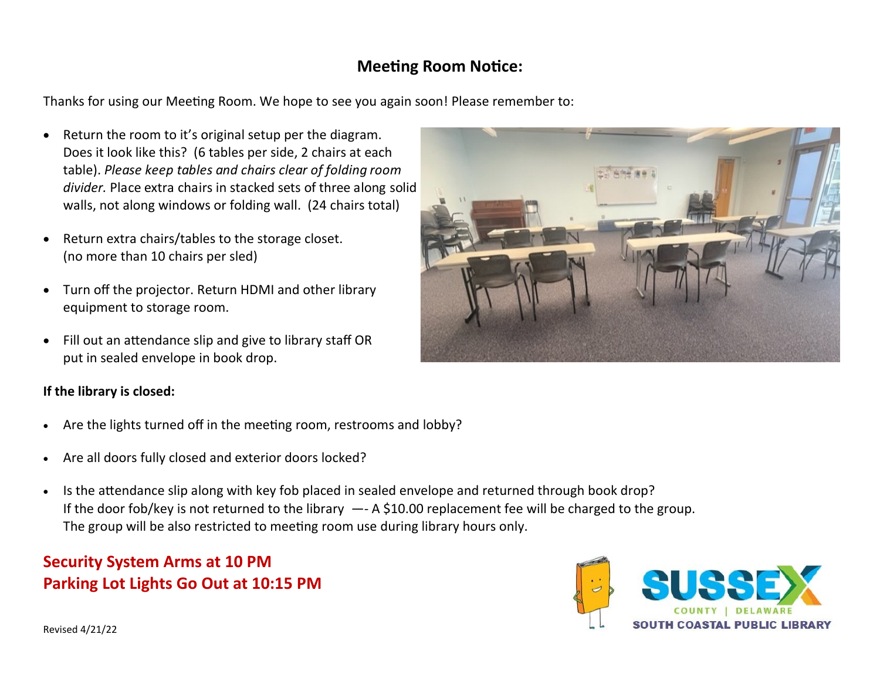## Meeting Room Notice:

Thanks for using our Meeting Room. We hope to see you again soon! Please remember to:

- Return the room to it's original setup per the diagram. Does it look like this? (6 tables per side, 2 chairs at each table). *Please keep tables and chairs clear of folding room divider.* Place extra chairs in stacked sets of three along solid walls, not along windows or folding wall. (24 chairs total)
- Return extra chairs/tables to the storage closet. (no more than 10 chairs per sled)
- Turn off the projector. Return HDMI and other library equipment to storage room.
- Fill out an attendance slip and give to library staff OR put in sealed envelope in book drop.

**If the library is closed:**

- Are the lights turned off in the meeting room, restrooms and lobby?
- Are all doors fully closed and exterior doors locked?
- Is the attendance slip along with key fob placed in sealed envelope and returned through book drop? If the door fob/key is not returned to the library —- A $10.00 replacement fee will be charged to the group. The group will be also restricted to meeting room use during library hours only.

**Security System Arms at 10 PM**
**Parking Lot Lights Go Out at 10:15 PM**

Revised 4/21/22

SUSSEX COUNTY | DELAWARE
SOUTH COASTAL PUBLIC LIBRARY